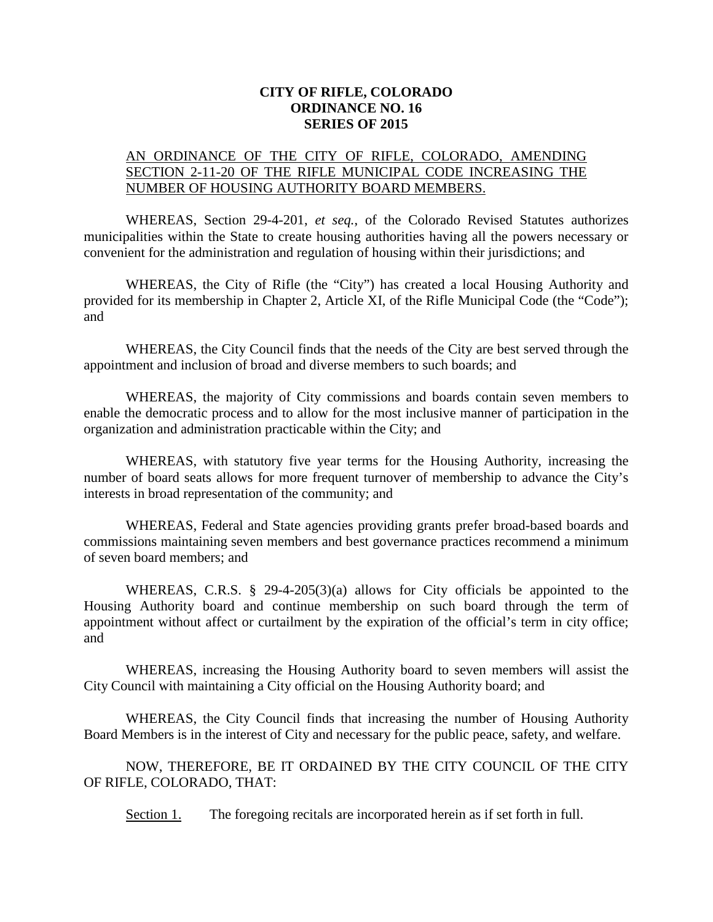**CITY OF RIFLE, COLORADO**
**ORDINANCE NO. 16**
**SERIES OF 2015**

AN ORDINANCE OF THE CITY OF RIFLE, COLORADO, AMENDING SECTION 2-11-20 OF THE RIFLE MUNICIPAL CODE INCREASING THE NUMBER OF HOUSING AUTHORITY BOARD MEMBERS.

WHEREAS, Section 29-4-201, *et seq.*, of the Colorado Revised Statutes authorizes municipalities within the State to create housing authorities having all the powers necessary or convenient for the administration and regulation of housing within their jurisdictions; and

WHEREAS, the City of Rifle (the "City") has created a local Housing Authority and provided for its membership in Chapter 2, Article XI, of the Rifle Municipal Code (the "Code"); and

WHEREAS, the City Council finds that the needs of the City are best served through the appointment and inclusion of broad and diverse members to such boards; and

WHEREAS, the majority of City commissions and boards contain seven members to enable the democratic process and to allow for the most inclusive manner of participation in the organization and administration practicable within the City; and

WHEREAS, with statutory five year terms for the Housing Authority, increasing the number of board seats allows for more frequent turnover of membership to advance the City's interests in broad representation of the community; and

WHEREAS, Federal and State agencies providing grants prefer broad-based boards and commissions maintaining seven members and best governance practices recommend a minimum of seven board members; and

WHEREAS, C.R.S. § 29-4-205(3)(a) allows for City officials be appointed to the Housing Authority board and continue membership on such board through the term of appointment without affect or curtailment by the expiration of the official's term in city office; and

WHEREAS, increasing the Housing Authority board to seven members will assist the City Council with maintaining a City official on the Housing Authority board; and

WHEREAS, the City Council finds that increasing the number of Housing Authority Board Members is in the interest of City and necessary for the public peace, safety, and welfare.

NOW, THEREFORE, BE IT ORDAINED BY THE CITY COUNCIL OF THE CITY OF RIFLE, COLORADO, THAT:

Section 1. The foregoing recitals are incorporated herein as if set forth in full.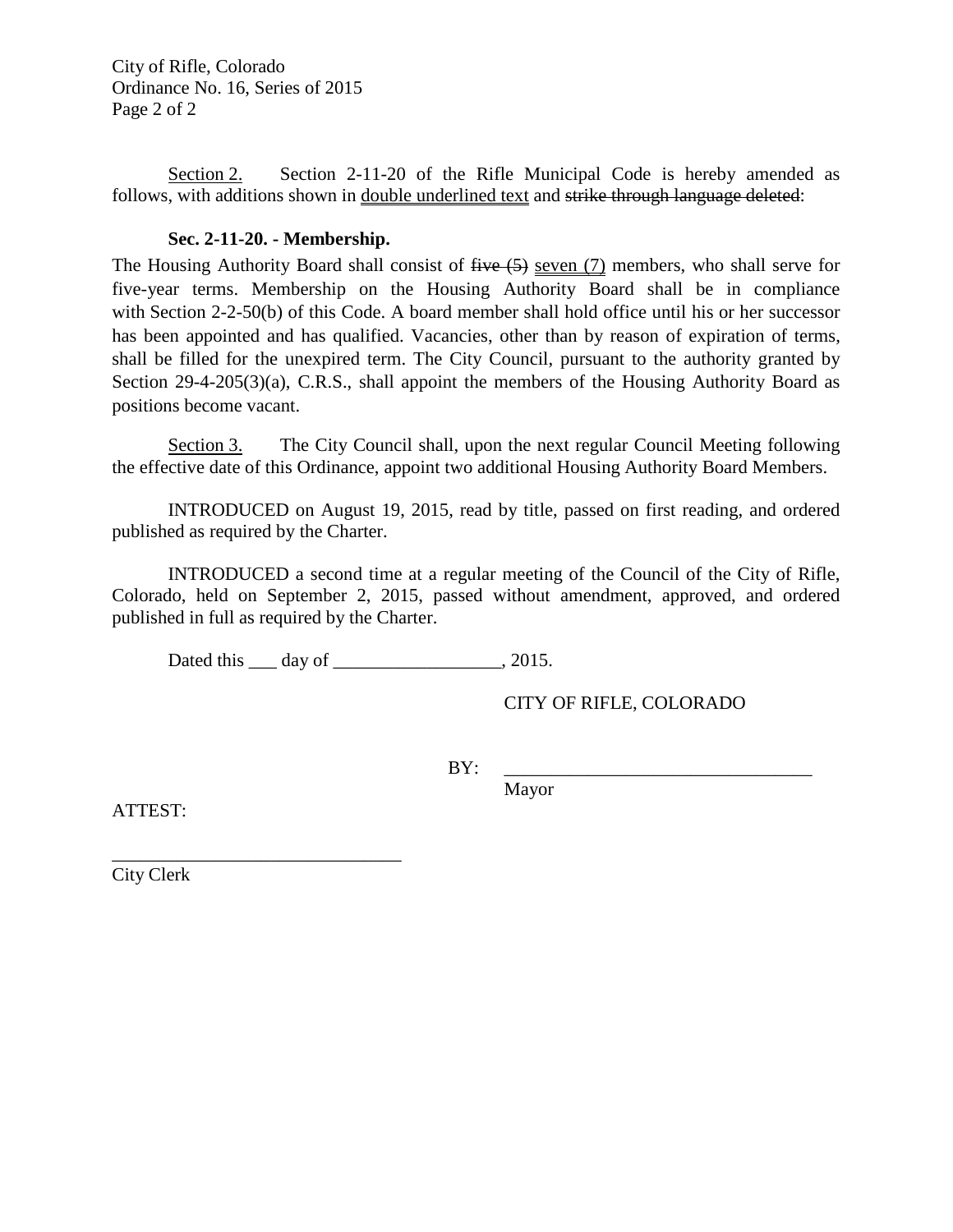Section 2. Section 2-11-20 of the Rifle Municipal Code is hereby amended as follows, with additions shown in <u>double underlined text</u> and ~~strike through language deleted~~:

**Sec. 2-11-20. - Membership.**

The Housing Authority Board shall consist of ~~five (5)~~ <u>seven (7)</u> members, who shall serve for five-year terms. Membership on the Housing Authority Board shall be in compliance with Section 2-2-50(b) of this Code. A board member shall hold office until his or her successor has been appointed and has qualified. Vacancies, other than by reason of expiration of terms, shall be filled for the unexpired term. The City Council, pursuant to the authority granted by Section 29-4-205(3)(a), C.R.S., shall appoint the members of the Housing Authority Board as positions become vacant.

Section 3. The City Council shall, upon the next regular Council Meeting following the effective date of this Ordinance, appoint two additional Housing Authority Board Members.

INTRODUCED on August 19, 2015, read by title, passed on first reading, and ordered published as required by the Charter.

INTRODUCED a second time at a regular meeting of the Council of the City of Rifle, Colorado, held on September 2, 2015, passed without amendment, approved, and ordered published in full as required by the Charter.

Dated this ___ day of __________________, 2015.

CITY OF RIFLE, COLORADO

BY: _________________________________
Mayor

ATTEST:

_______________________________
City Clerk